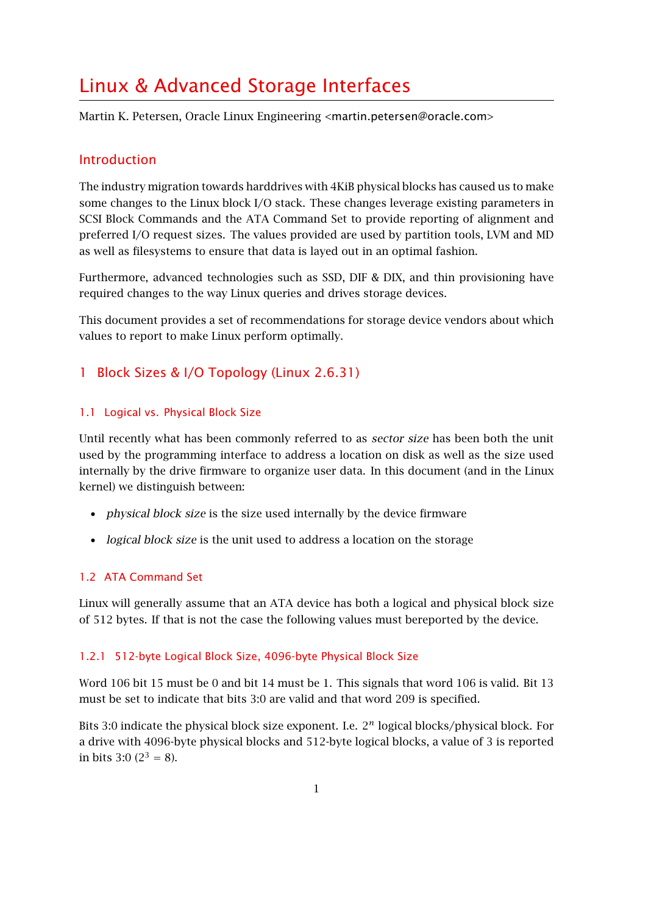# Linux & Advanced Storage Interfaces

Martin K. Petersen, Oracle Linux Engineering <martin.petersen@oracle.com>

## Introduction

The industry migration towards harddrives with 4KiB physical blocks has caused us to make some changes to the Linux block I/O stack. These changes leverage existing parameters in SCSI Block Commands and the ATA Command Set to provide reporting of alignment and preferred I/O request sizes. The values provided are used by partition tools, LVM and MD as well as filesystems to ensure that data is layed out in an optimal fashion.

Furthermore, advanced technologies such as SSD, DIF & DIX, and thin provisioning have required changes to the way Linux queries and drives storage devices.

This document provides a set of recommendations for storage device vendors about which values to report to make Linux perform optimally.

## 1 Block Sizes & I/O Topology (Linux 2.6.31)

### 1.1 Logical vs. Physical Block Size

Until recently what has been commonly referred to as *sector size* has been both the unit used by the programming interface to address a location on disk as well as the size used internally by the drive firmware to organize user data. In this document (and in the Linux kernel) we distinguish between:

- *physical block size* is the size used internally by the device firmware
- *logical block size* is the unit used to address a location on the storage

### 1.2 ATA Command Set

Linux will generally assume that an ATA device has both a logical and physical block size of 512 bytes. If that is not the case the following values must bereported by the device.

#### 1.2.1 512-byte Logical Block Size, 4096-byte Physical Block Size

Word 106 bit 15 must be 0 and bit 14 must be 1. This signals that word 106 is valid. Bit 13 must be set to indicate that bits 3:0 are valid and that word 209 is specified.

Bits 3:0 indicate the physical block size exponent. I.e. $2^n$ logical blocks/physical block. For a drive with 4096-byte physical blocks and 512-byte logical blocks, a value of 3 is reported in bits 3:0 ($2^3 = 8$).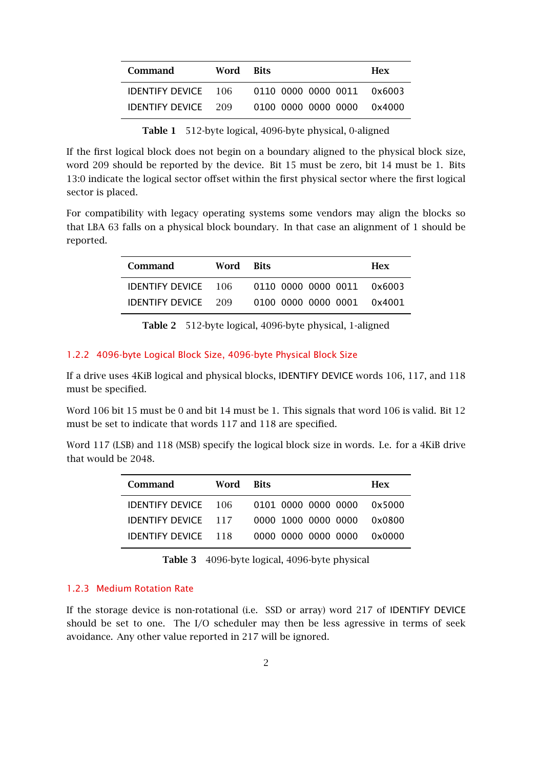| Command | Word | Bits | Hex |
|---|---|---|---|
| IDENTIFY DEVICE | 106 | 0110 0000 0000 0011 | 0x6003 |
| IDENTIFY DEVICE | 209 | 0100 0000 0000 0000 | 0x4000 |

**Table 1** 512-byte logical, 4096-byte physical, 0-aligned

If the first logical block does not begin on a boundary aligned to the physical block size, word 209 should be reported by the device. Bit 15 must be zero, bit 14 must be 1. Bits 13:0 indicate the logical sector offset within the first physical sector where the first logical sector is placed.

For compatibility with legacy operating systems some vendors may align the blocks so that LBA 63 falls on a physical block boundary. In that case an alignment of 1 should be reported.

| Command | Word | Bits | Hex |
|---|---|---|---|
| IDENTIFY DEVICE | 106 | 0110 0000 0000 0011 | 0x6003 |
| IDENTIFY DEVICE | 209 | 0100 0000 0000 0001 | 0x4001 |

**Table 2** 512-byte logical, 4096-byte physical, 1-aligned

### 1.2.2 4096-byte Logical Block Size, 4096-byte Physical Block Size

If a drive uses 4KiB logical and physical blocks, IDENTIFY DEVICE words 106, 117, and 118 must be specified.

Word 106 bit 15 must be 0 and bit 14 must be 1. This signals that word 106 is valid. Bit 12 must be set to indicate that words 117 and 118 are specified.

Word 117 (LSB) and 118 (MSB) specify the logical block size in words. I.e. for a 4KiB drive that would be 2048.

| Command | Word | Bits | Hex |
|---|---|---|---|
| IDENTIFY DEVICE | 106 | 0101 0000 0000 0000 | 0x5000 |
| IDENTIFY DEVICE | 117 | 0000 1000 0000 0000 | 0x0800 |
| IDENTIFY DEVICE | 118 | 0000 0000 0000 0000 | 0x0000 |

**Table 3** 4096-byte logical, 4096-byte physical

### 1.2.3 Medium Rotation Rate

If the storage device is non-rotational (i.e. SSD or array) word 217 of IDENTIFY DEVICE should be set to one. The I/O scheduler may then be less agressive in terms of seek avoidance. Any other value reported in 217 will be ignored.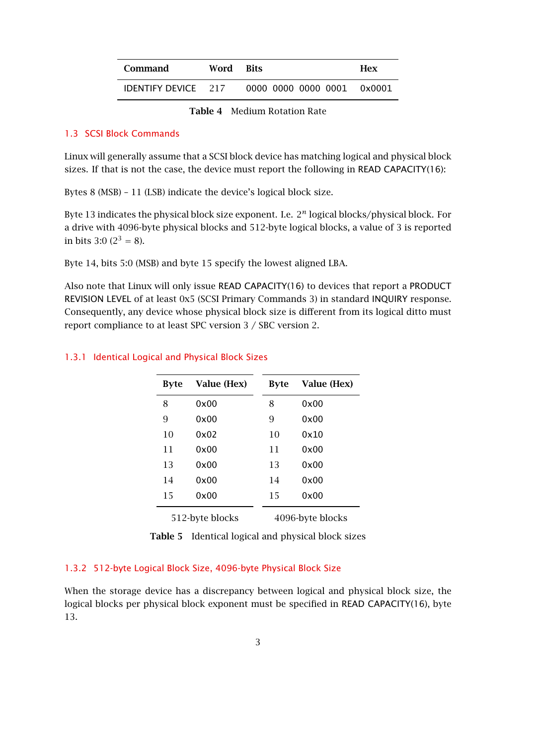| Command | Word | Bits | Hex |
|---|---|---|---|
| IDENTIFY DEVICE | 217 | 0000 0000 0000 0001 | 0x0001 |

**Table 4** Medium Rotation Rate

## 1.3 SCSI Block Commands

Linux will generally assume that a SCSI block device has matching logical and physical block sizes. If that is not the case, the device must report the following in READ CAPACITY(16):

Bytes 8 (MSB) – 11 (LSB) indicate the device's logical block size.

Byte 13 indicates the physical block size exponent. I.e. $2^n$ logical blocks/physical block. For a drive with 4096-byte physical blocks and 512-byte logical blocks, a value of 3 is reported in bits 3:0 ($2^3 = 8$).

Byte 14, bits 5:0 (MSB) and byte 15 specify the lowest aligned LBA.

Also note that Linux will only issue READ CAPACITY(16) to devices that report a PRODUCT REVISION LEVEL of at least 0x5 (SCSI Primary Commands 3) in standard INQUIRY response. Consequently, any device whose physical block size is different from its logical ditto must report compliance to at least SPC version 3 / SBC version 2.

### 1.3.1 Identical Logical and Physical Block Sizes

| Byte | Value (Hex) |
|---|---|
| 8 | 0x00 |
| 9 | 0x00 |
| 10 | 0x02 |
| 11 | 0x00 |
| 13 | 0x00 |
| 14 | 0x00 |
| 15 | 0x00 |

512-byte blocks

| Byte | Value (Hex) |
|---|---|
| 8 | 0x00 |
| 9 | 0x00 |
| 10 | 0x10 |
| 11 | 0x00 |
| 13 | 0x00 |
| 14 | 0x00 |
| 15 | 0x00 |

4096-byte blocks

**Table 5** Identical logical and physical block sizes

### 1.3.2 512-byte Logical Block Size, 4096-byte Physical Block Size

When the storage device has a discrepancy between logical and physical block size, the logical blocks per physical block exponent must be specified in READ CAPACITY(16), byte 13.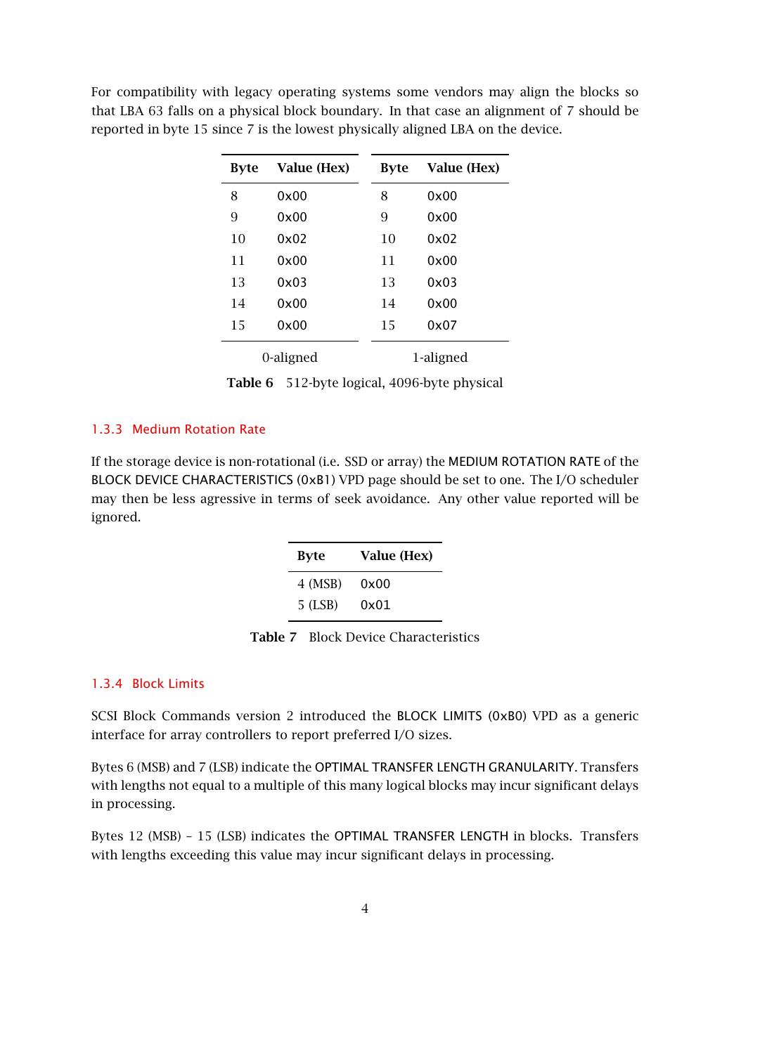For compatibility with legacy operating systems some vendors may align the blocks so that LBA 63 falls on a physical block boundary. In that case an alignment of 7 should be reported in byte 15 since 7 is the lowest physically aligned LBA on the device.

| Byte | Value (Hex) | Byte | Value (Hex) |
|---|---|---|---|
| 8 | 0x00 | 8 | 0x00 |
| 9 | 0x00 | 9 | 0x00 |
| 10 | 0x02 | 10 | 0x02 |
| 11 | 0x00 | 11 | 0x00 |
| 13 | 0x03 | 13 | 0x03 |
| 14 | 0x00 | 14 | 0x00 |
| 15 | 0x00 | 15 | 0x07 |
| 0-aligned | | 1-aligned | |

**Table 6** 512-byte logical, 4096-byte physical

### 1.3.3 Medium Rotation Rate

If the storage device is non-rotational (i.e. SSD or array) the MEDIUM ROTATION RATE of the BLOCK DEVICE CHARACTERISTICS (0xB1) VPD page should be set to one. The I/O scheduler may then be less agressive in terms of seek avoidance. Any other value reported will be ignored.

| Byte | Value (Hex) |
|---|---|
| 4 (MSB) | 0x00 |
| 5 (LSB) | 0x01 |

**Table 7** Block Device Characteristics

### 1.3.4 Block Limits

SCSI Block Commands version 2 introduced the BLOCK LIMITS (0xB0) VPD as a generic interface for array controllers to report preferred I/O sizes.

Bytes 6 (MSB) and 7 (LSB) indicate the OPTIMAL TRANSFER LENGTH GRANULARITY. Transfers with lengths not equal to a multiple of this many logical blocks may incur significant delays in processing.

Bytes 12 (MSB) – 15 (LSB) indicates the OPTIMAL TRANSFER LENGTH in blocks. Transfers with lengths exceeding this value may incur significant delays in processing.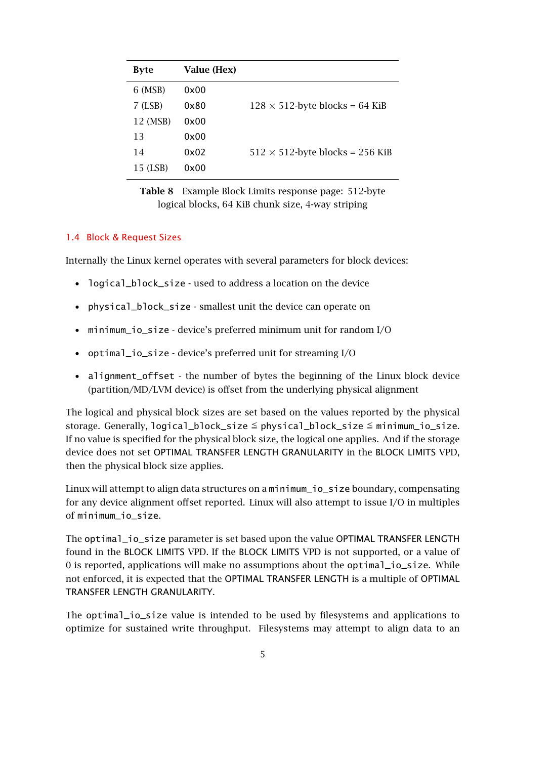| Byte | Value (Hex) | |
|---|---|---|
| 6 (MSB) | 0x00 | |
| 7 (LSB) | 0x80 | 128 × 512-byte blocks = 64 KiB |
| 12 (MSB) | 0x00 | |
| 13 | 0x00 | |
| 14 | 0x02 | 512 × 512-byte blocks = 256 KiB |
| 15 (LSB) | 0x00 | |

**Table 8** Example Block Limits response page: 512-byte logical blocks, 64 KiB chunk size, 4-way striping

## 1.4 Block & Request Sizes

Internally the Linux kernel operates with several parameters for block devices:

- `logical_block_size` - used to address a location on the device
- `physical_block_size` - smallest unit the device can operate on
- `minimum_io_size` - device's preferred minimum unit for random I/O
- `optimal_io_size` - device's preferred unit for streaming I/O
- `alignment_offset` - the number of bytes the beginning of the Linux block device (partition/MD/LVM device) is offset from the underlying physical alignment

The logical and physical block sizes are set based on the values reported by the physical storage. Generally, `logical_block_size` ≦ `physical_block_size` ≦ `minimum_io_size`. If no value is specified for the physical block size, the logical one applies. And if the storage device does not set OPTIMAL TRANSFER LENGTH GRANULARITY in the BLOCK LIMITS VPD, then the physical block size applies.

Linux will attempt to align data structures on a `minimum_io_size` boundary, compensating for any device alignment offset reported. Linux will also attempt to issue I/O in multiples of `minimum_io_size`.

The `optimal_io_size` parameter is set based upon the value OPTIMAL TRANSFER LENGTH found in the BLOCK LIMITS VPD. If the BLOCK LIMITS VPD is not supported, or a value of 0 is reported, applications will make no assumptions about the `optimal_io_size`. While not enforced, it is expected that the OPTIMAL TRANSFER LENGTH is a multiple of OPTIMAL TRANSFER LENGTH GRANULARITY.

The `optimal_io_size` value is intended to be used by filesystems and applications to optimize for sustained write throughput. Filesystems may attempt to align data to an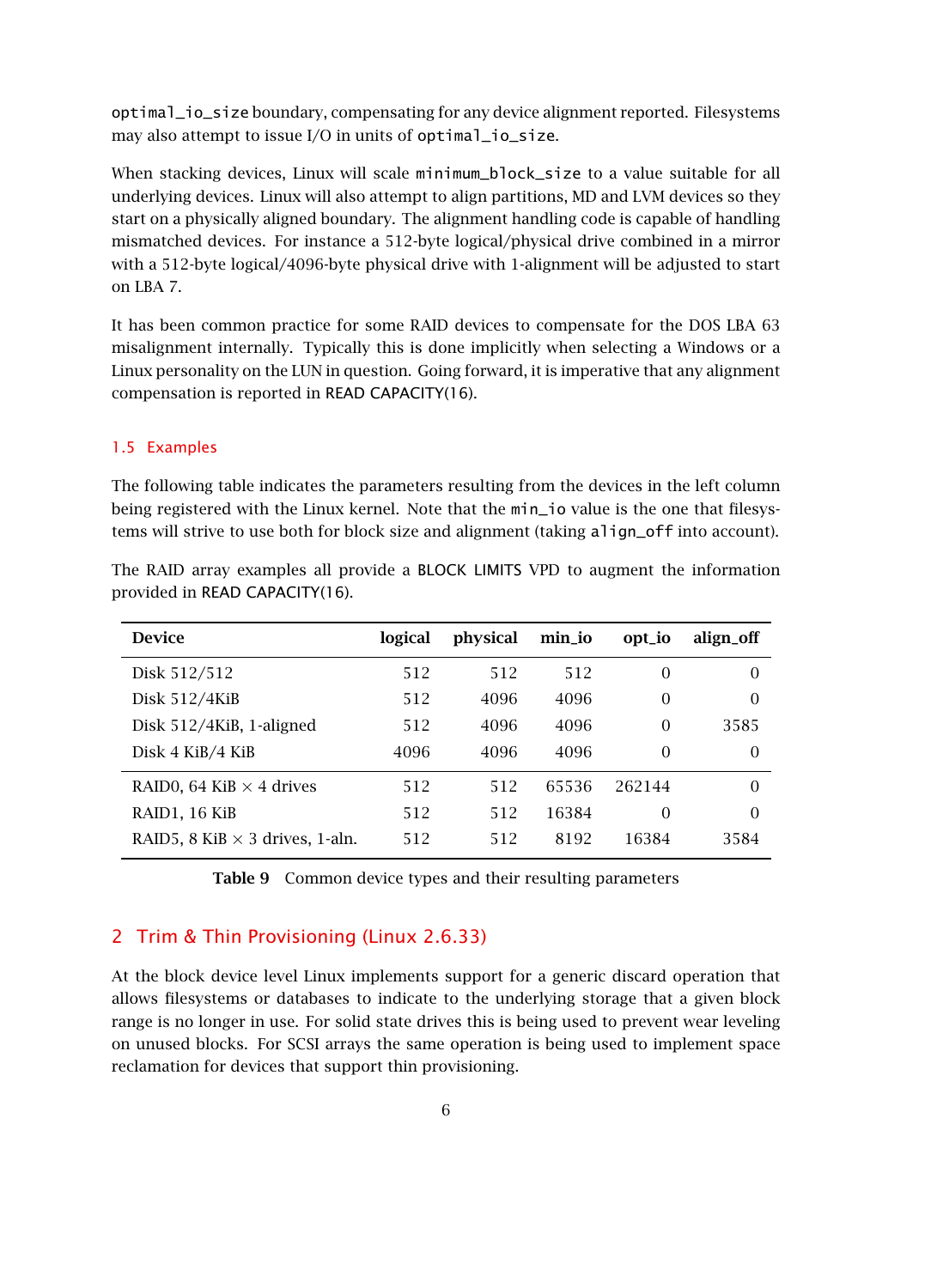optimal_io_size boundary, compensating for any device alignment reported. Filesystems may also attempt to issue I/O in units of optimal_io_size.

When stacking devices, Linux will scale minimum_block_size to a value suitable for all underlying devices. Linux will also attempt to align partitions, MD and LVM devices so they start on a physically aligned boundary. The alignment handling code is capable of handling mismatched devices. For instance a 512-byte logical/physical drive combined in a mirror with a 512-byte logical/4096-byte physical drive with 1-alignment will be adjusted to start on LBA 7.

It has been common practice for some RAID devices to compensate for the DOS LBA 63 misalignment internally. Typically this is done implicitly when selecting a Windows or a Linux personality on the LUN in question. Going forward, it is imperative that any alignment compensation is reported in READ CAPACITY(16).

### 1.5 Examples

The following table indicates the parameters resulting from the devices in the left column being registered with the Linux kernel. Note that the min_io value is the one that filesystems will strive to use both for block size and alignment (taking align_off into account).

The RAID array examples all provide a BLOCK LIMITS VPD to augment the information provided in READ CAPACITY(16).

| Device | logical | physical | min_io | opt_io | align_off |
|---|---|---|---|---|---|
| Disk 512/512 | 512 | 512 | 512 | 0 | 0 |
| Disk 512/4KiB | 512 | 4096 | 4096 | 0 | 0 |
| Disk 512/4KiB, 1-aligned | 512 | 4096 | 4096 | 0 | 3585 |
| Disk 4 KiB/4 KiB | 4096 | 4096 | 4096 | 0 | 0 |
| RAID0, 64 KiB × 4 drives | 512 | 512 | 65536 | 262144 | 0 |
| RAID1, 16 KiB | 512 | 512 | 16384 | 0 | 0 |
| RAID5, 8 KiB × 3 drives, 1-aln. | 512 | 512 | 8192 | 16384 | 3584 |

**Table 9** Common device types and their resulting parameters

## 2 Trim & Thin Provisioning (Linux 2.6.33)

At the block device level Linux implements support for a generic discard operation that allows filesystems or databases to indicate to the underlying storage that a given block range is no longer in use. For solid state drives this is being used to prevent wear leveling on unused blocks. For SCSI arrays the same operation is being used to implement space reclamation for devices that support thin provisioning.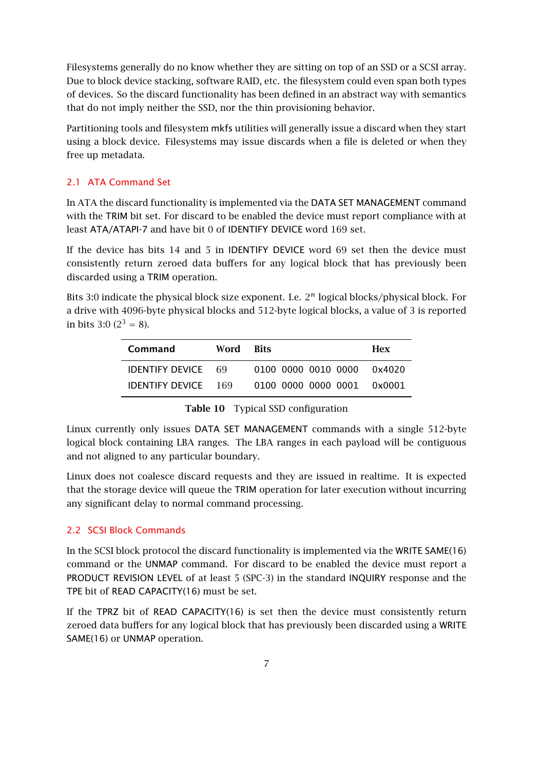Filesystems generally do no know whether they are sitting on top of an SSD or a SCSI array. Due to block device stacking, software RAID, etc. the filesystem could even span both types of devices. So the discard functionality has been defined in an abstract way with semantics that do not imply neither the SSD, nor the thin provisioning behavior.

Partitioning tools and filesystem mkfs utilities will generally issue a discard when they start using a block device. Filesystems may issue discards when a file is deleted or when they free up metadata.

## 2.1 ATA Command Set

In ATA the discard functionality is implemented via the DATA SET MANAGEMENT command with the TRIM bit set. For discard to be enabled the device must report compliance with at least ATA/ATAPI-7 and have bit 0 of IDENTIFY DEVICE word 169 set.

If the device has bits 14 and 5 in IDENTIFY DEVICE word 69 set then the device must consistently return zeroed data buffers for any logical block that has previously been discarded using a TRIM operation.

Bits 3:0 indicate the physical block size exponent. I.e. $2^n$ logical blocks/physical block. For a drive with 4096-byte physical blocks and 512-byte logical blocks, a value of 3 is reported in bits 3:0 ($2^3 = 8$).

| Command | Word | Bits | Hex |
|---|---|---|---|
| IDENTIFY DEVICE | 69 | 0100 0000 0010 0000 | 0x4020 |
| IDENTIFY DEVICE | 169 | 0100 0000 0000 0001 | 0x0001 |

**Table 10** Typical SSD configuration

Linux currently only issues DATA SET MANAGEMENT commands with a single 512-byte logical block containing LBA ranges. The LBA ranges in each payload will be contiguous and not aligned to any particular boundary.

Linux does not coalesce discard requests and they are issued in realtime. It is expected that the storage device will queue the TRIM operation for later execution without incurring any significant delay to normal command processing.

## 2.2 SCSI Block Commands

In the SCSI block protocol the discard functionality is implemented via the WRITE SAME(16) command or the UNMAP command. For discard to be enabled the device must report a PRODUCT REVISION LEVEL of at least 5 (SPC-3) in the standard INQUIRY response and the TPE bit of READ CAPACITY(16) must be set.

If the TPRZ bit of READ CAPACITY(16) is set then the device must consistently return zeroed data buffers for any logical block that has previously been discarded using a WRITE SAME(16) or UNMAP operation.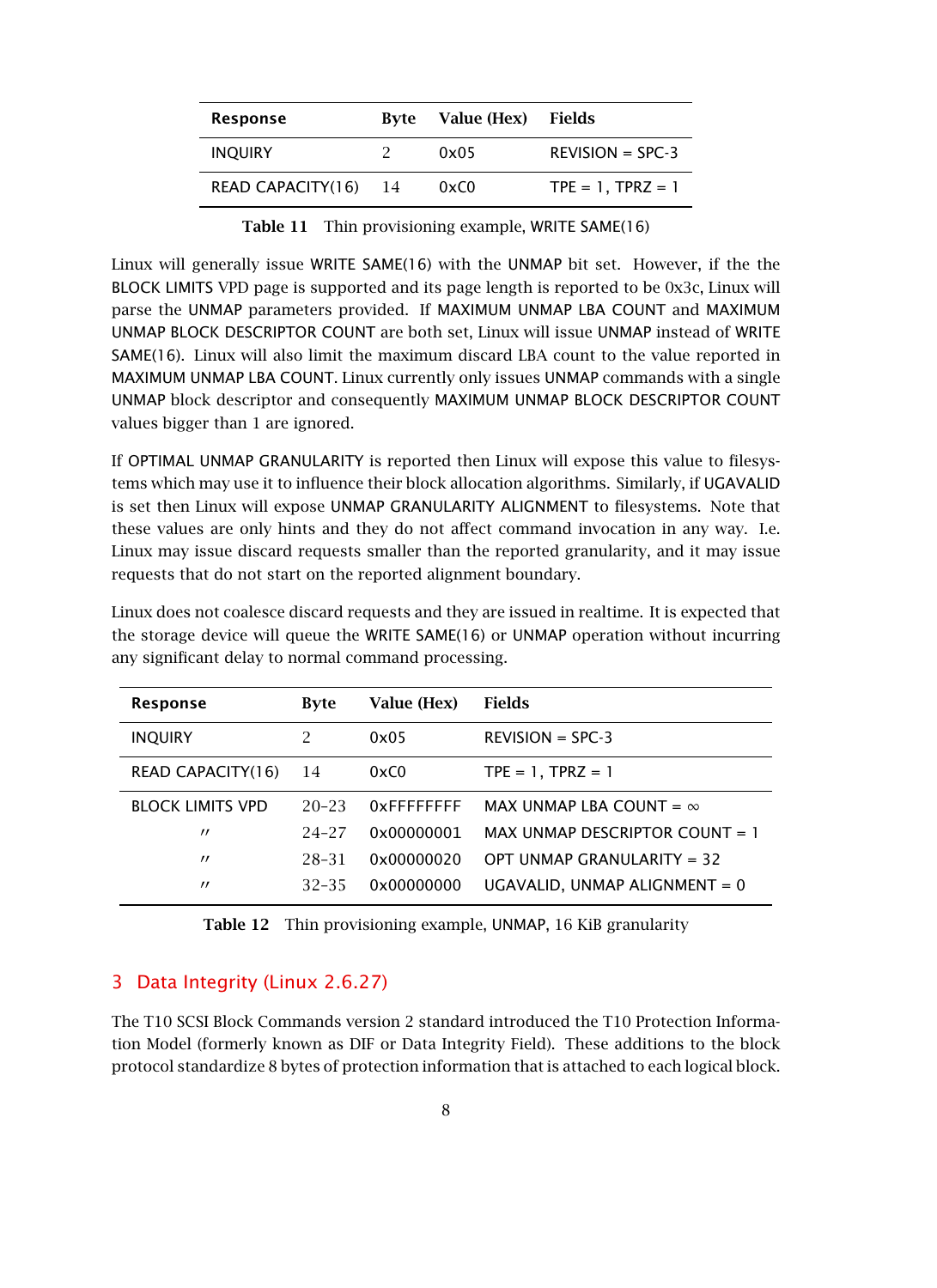| Response | Byte | Value (Hex) | Fields |
|---|---|---|---|
| INQUIRY | 2 | 0x05 | REVISION = SPC-3 |
| READ CAPACITY(16) | 14 | 0xC0 | TPE = 1, TPRZ = 1 |

**Table 11** Thin provisioning example, WRITE SAME(16)

Linux will generally issue WRITE SAME(16) with the UNMAP bit set. However, if the the BLOCK LIMITS VPD page is supported and its page length is reported to be 0x3c, Linux will parse the UNMAP parameters provided. If MAXIMUM UNMAP LBA COUNT and MAXIMUM UNMAP BLOCK DESCRIPTOR COUNT are both set, Linux will issue UNMAP instead of WRITE SAME(16). Linux will also limit the maximum discard LBA count to the value reported in MAXIMUM UNMAP LBA COUNT. Linux currently only issues UNMAP commands with a single UNMAP block descriptor and consequently MAXIMUM UNMAP BLOCK DESCRIPTOR COUNT values bigger than 1 are ignored.

If OPTIMAL UNMAP GRANULARITY is reported then Linux will expose this value to filesystems which may use it to influence their block allocation algorithms. Similarly, if UGAVALID is set then Linux will expose UNMAP GRANULARITY ALIGNMENT to filesystems. Note that these values are only hints and they do not affect command invocation in any way. I.e. Linux may issue discard requests smaller than the reported granularity, and it may issue requests that do not start on the reported alignment boundary.

Linux does not coalesce discard requests and they are issued in realtime. It is expected that the storage device will queue the WRITE SAME(16) or UNMAP operation without incurring any significant delay to normal command processing.

| Response | Byte | Value (Hex) | Fields |
|---|---|---|---|
| INQUIRY | 2 | 0x05 | REVISION = SPC-3 |
| READ CAPACITY(16) | 14 | 0xC0 | TPE = 1, TPRZ = 1 |
| BLOCK LIMITS VPD | 20–23 | 0xFFFFFFFF | MAX UNMAP LBA COUNT = ∞ |
| " | 24–27 | 0x00000001 | MAX UNMAP DESCRIPTOR COUNT = 1 |
| " | 28–31 | 0x00000020 | OPT UNMAP GRANULARITY = 32 |
| " | 32–35 | 0x00000000 | UGAVALID, UNMAP ALIGNMENT = 0 |

**Table 12** Thin provisioning example, UNMAP, 16 KiB granularity

## 3 Data Integrity (Linux 2.6.27)

The T10 SCSI Block Commands version 2 standard introduced the T10 Protection Information Model (formerly known as DIF or Data Integrity Field). These additions to the block protocol standardize 8 bytes of protection information that is attached to each logical block.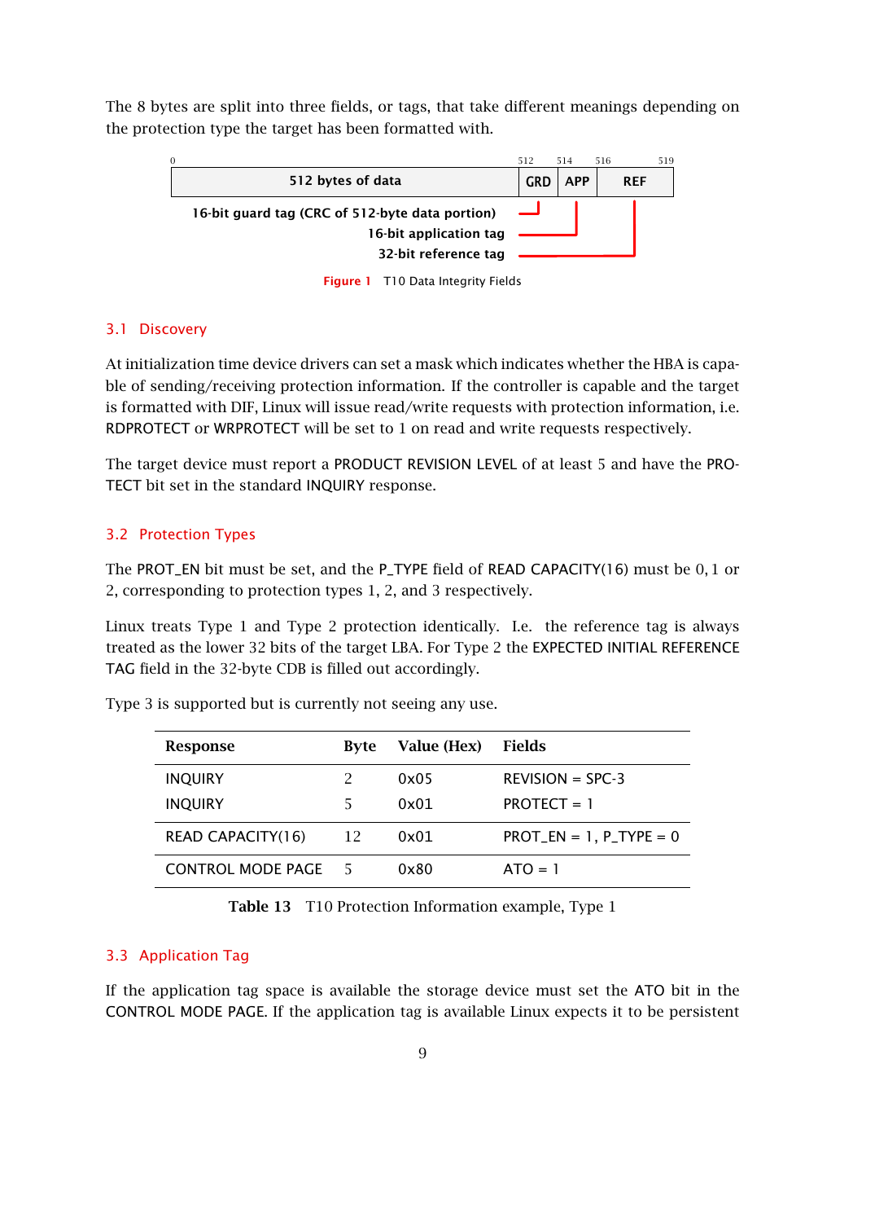The 8 bytes are split into three fields, or tags, that take different meanings depending on the protection type the target has been formatted with.

| 0 — 512 bytes of data | 512 GRD | 514 APP | 516 REF 519 |
|---|---|---|---|

16-bit guard tag (CRC of 512-byte data portion)
16-bit application tag
32-bit reference tag

**Figure 1** T10 Data Integrity Fields

## 3.1 Discovery

At initialization time device drivers can set a mask which indicates whether the HBA is capable of sending/receiving protection information. If the controller is capable and the target is formatted with DIF, Linux will issue read/write requests with protection information, i.e. RDPROTECT or WRPROTECT will be set to 1 on read and write requests respectively.

The target device must report a PRODUCT REVISION LEVEL of at least 5 and have the PROTECT bit set in the standard INQUIRY response.

## 3.2 Protection Types

The PROT_EN bit must be set, and the P_TYPE field of READ CAPACITY(16) must be 0, 1 or 2, corresponding to protection types 1, 2, and 3 respectively.

Linux treats Type 1 and Type 2 protection identically. I.e. the reference tag is always treated as the lower 32 bits of the target LBA. For Type 2 the EXPECTED INITIAL REFERENCE TAG field in the 32-byte CDB is filled out accordingly.

Type 3 is supported but is currently not seeing any use.

| Response | Byte | Value (Hex) | Fields |
|---|---|---|---|
| INQUIRY | 2 | 0x05 | REVISION = SPC-3 |
| INQUIRY | 5 | 0x01 | PROTECT = 1 |
| READ CAPACITY(16) | 12 | 0x01 | PROT_EN = 1, P_TYPE = 0 |
| CONTROL MODE PAGE | 5 | 0x80 | ATO = 1 |

**Table 13** T10 Protection Information example, Type 1

## 3.3 Application Tag

If the application tag space is available the storage device must set the ATO bit in the CONTROL MODE PAGE. If the application tag is available Linux expects it to be persistent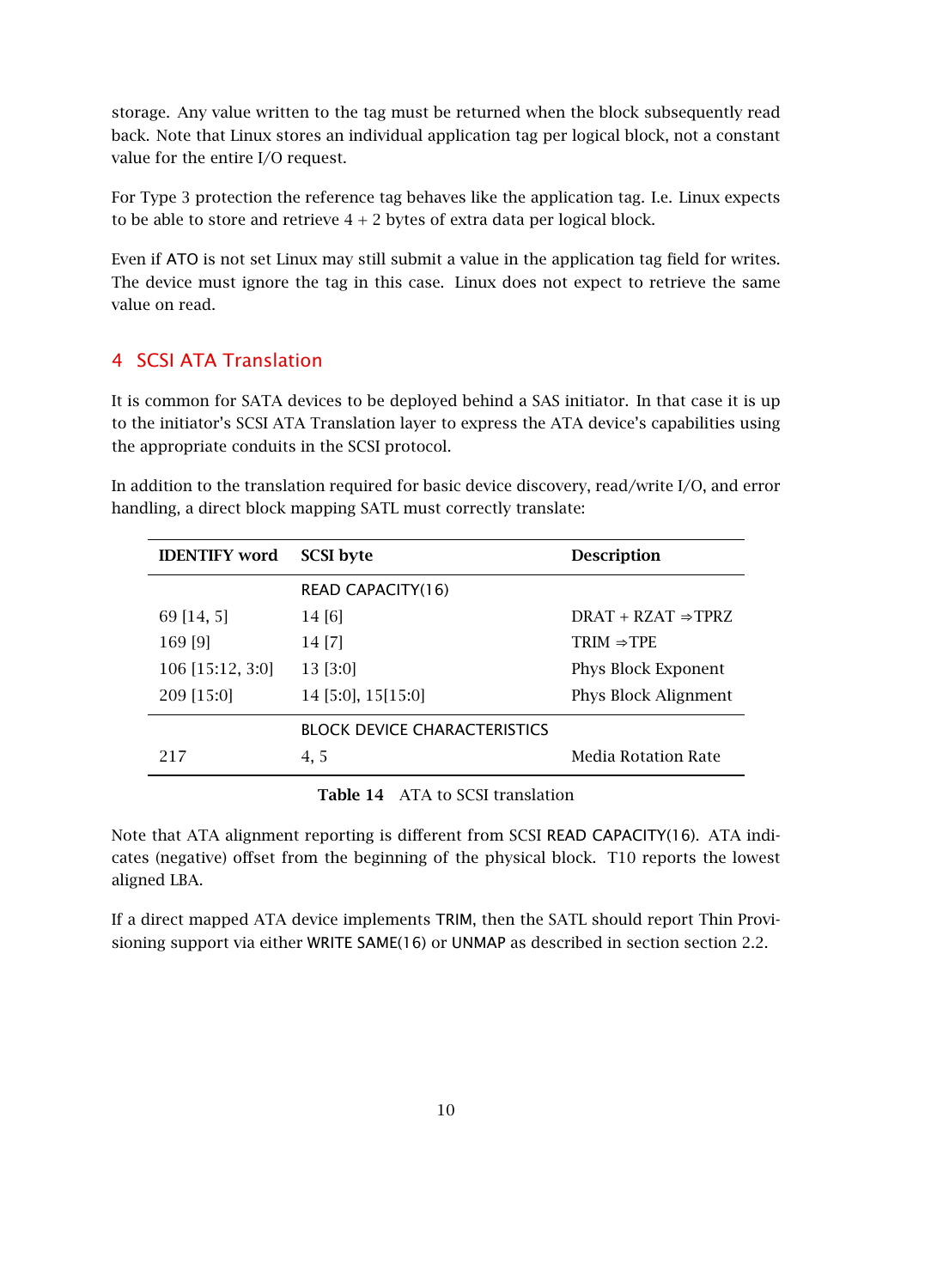storage. Any value written to the tag must be returned when the block subsequently read back. Note that Linux stores an individual application tag per logical block, not a constant value for the entire I/O request.

For Type 3 protection the reference tag behaves like the application tag. I.e. Linux expects to be able to store and retrieve 4 + 2 bytes of extra data per logical block.

Even if ATO is not set Linux may still submit a value in the application tag field for writes. The device must ignore the tag in this case. Linux does not expect to retrieve the same value on read.

## 4 SCSI ATA Translation

It is common for SATA devices to be deployed behind a SAS initiator. In that case it is up to the initiator's SCSI ATA Translation layer to express the ATA device's capabilities using the appropriate conduits in the SCSI protocol.

In addition to the translation required for basic device discovery, read/write I/O, and error handling, a direct block mapping SATL must correctly translate:

| IDENTIFY word | SCSI byte | Description |
|---|---|---|
| | READ CAPACITY(16) | |
| 69 [14, 5] | 14 [6] | DRAT + RZAT ⇒TPRZ |
| 169 [9] | 14 [7] | TRIM ⇒TPE |
| 106 [15:12, 3:0] | 13 [3:0] | Phys Block Exponent |
| 209 [15:0] | 14 [5:0], 15[15:0] | Phys Block Alignment |
| | BLOCK DEVICE CHARACTERISTICS | |
| 217 | 4, 5 | Media Rotation Rate |

**Table 14** ATA to SCSI translation

Note that ATA alignment reporting is different from SCSI READ CAPACITY(16). ATA indicates (negative) offset from the beginning of the physical block. T10 reports the lowest aligned LBA.

If a direct mapped ATA device implements TRIM, then the SATL should report Thin Provisioning support via either WRITE SAME(16) or UNMAP as described in section section 2.2.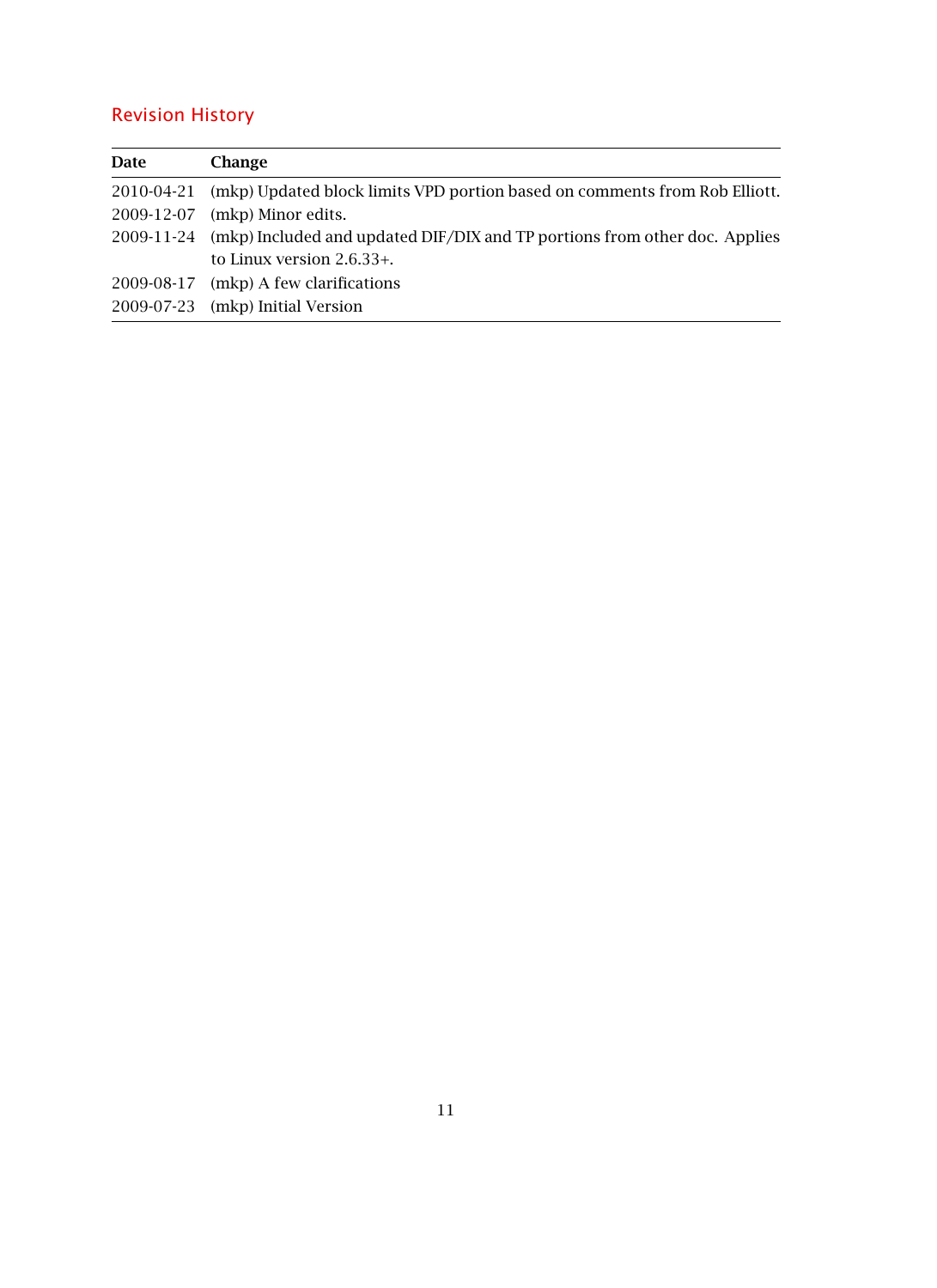## Revision History

| Date | Change |
|---|---|
| 2010-04-21 | (mkp) Updated block limits VPD portion based on comments from Rob Elliott. |
| 2009-12-07 | (mkp) Minor edits. |
| 2009-11-24 | (mkp) Included and updated DIF/DIX and TP portions from other doc. Applies to Linux version 2.6.33+. |
| 2009-08-17 | (mkp) A few clarifications |
| 2009-07-23 | (mkp) Initial Version |